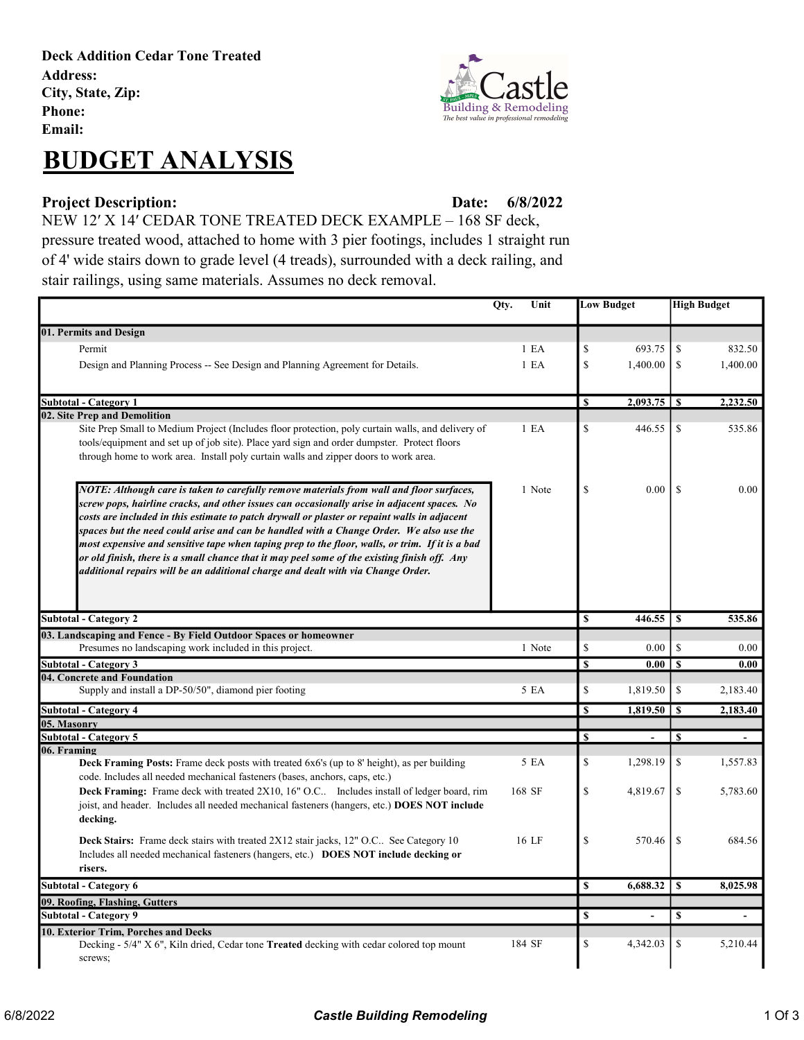**Deck Addition Cedar Tone Treated**
**Address:**
**City, State, Zip:**
**Phone:**
**Email:**

# BUDGET ANALYSIS

**Project Description:** **Date: 6/8/2022**

NEW 12′ X 14′ CEDAR TONE TREATED DECK EXAMPLE – 168 SF deck, pressure treated wood, attached to home with 3 pier footings, includes 1 straight run of 4' wide stairs down to grade level (4 treads), surrounded with a deck railing, and stair railings, using same materials. Assumes no deck removal.

| | Qty. | Unit | Low Budget | High Budget |
|---|---|---|---|---|
| **01. Permits and Design** | | | | |
| Permit | 1 | EA | $ 693.75 | $ 832.50 |
| Design and Planning Process -- See Design and Planning Agreement for Details. | 1 | EA | $ 1,400.00 | $ 1,400.00 |
| **Subtotal - Category 1** | | | **$ 2,093.75** | **$ 2,232.50** |
| **02. Site Prep and Demolition** | | | | |
| Site Prep Small to Medium Project (Includes floor protection, poly curtain walls, and delivery of tools/equipment and set up of job site). Place yard sign and order dumpster. Protect floors through home to work area. Install poly curtain walls and zipper doors to work area. | 1 | EA | $ 446.55 | $ 535.86 |
| ***NOTE: Although care is taken to carefully remove materials from wall and floor surfaces, screw pops, hairline cracks, and other issues can occasionally arise in adjacent spaces. No costs are included in this estimate to patch drywall or plaster or repaint walls in adjacent spaces but the need could arise and can be handled with a Change Order. We also use the most expensive and sensitive tape when taping prep to the floor, walls, or trim. If it is a bad or old finish, there is a small chance that it may peel some of the existing finish off. Any additional repairs will be an additional charge and dealt with via Change Order.*** | 1 | Note | $ 0.00 | $ 0.00 |
| **Subtotal - Category 2** | | | **$ 446.55** | **$ 535.86** |
| **03. Landscaping and Fence - By Field Outdoor Spaces or homeowner** | | | | |
| Presumes no landscaping work included in this project. | 1 | Note | $ 0.00 | $ 0.00 |
| **Subtotal - Category 3** | | | **$ 0.00** | **$ 0.00** |
| **04. Concrete and Foundation** | | | | |
| Supply and install a DP-50/50", diamond pier footing | 5 | EA | $ 1,819.50 | $ 2,183.40 |
| **Subtotal - Category 4** | | | **$ 1,819.50** | **$ 2,183.40** |
| **05. Masonry** | | | | |
| **Subtotal - Category 5** | | | **$ -** | **$ -** |
| **06. Framing** | | | | |
| **Deck Framing Posts:** Frame deck posts with treated 6x6's (up to 8' height), as per building code. Includes all needed mechanical fasteners (bases, anchors, caps, etc.) | 5 | EA | $ 1,298.19 | $ 1,557.83 |
| **Deck Framing:** Frame deck with treated 2X10, 16" O.C.. Includes install of ledger board, rim joist, and header. Includes all needed mechanical fasteners (hangers, etc.) **DOES NOT include decking.** | 168 | SF | $ 4,819.67 | $ 5,783.60 |
| **Deck Stairs:** Frame deck stairs with treated 2X12 stair jacks, 12" O.C.. See Category 10 Includes all needed mechanical fasteners (hangers, etc.) **DOES NOT include decking or risers.** | 16 | LF | $ 570.46 | $ 684.56 |
| **Subtotal - Category 6** | | | **$ 6,688.32** | **$ 8,025.98** |
| **09. Roofing, Flashing, Gutters** | | | | |
| **Subtotal - Category 9** | | | **$ -** | **$ -** |
| **10. Exterior Trim, Porches and Decks** | | | | |
| Decking - 5/4" X 6", Kiln dried, Cedar tone **Treated** decking with cedar colored top mount screws; | 184 | SF | $ 4,342.03 | $ 5,210.44 |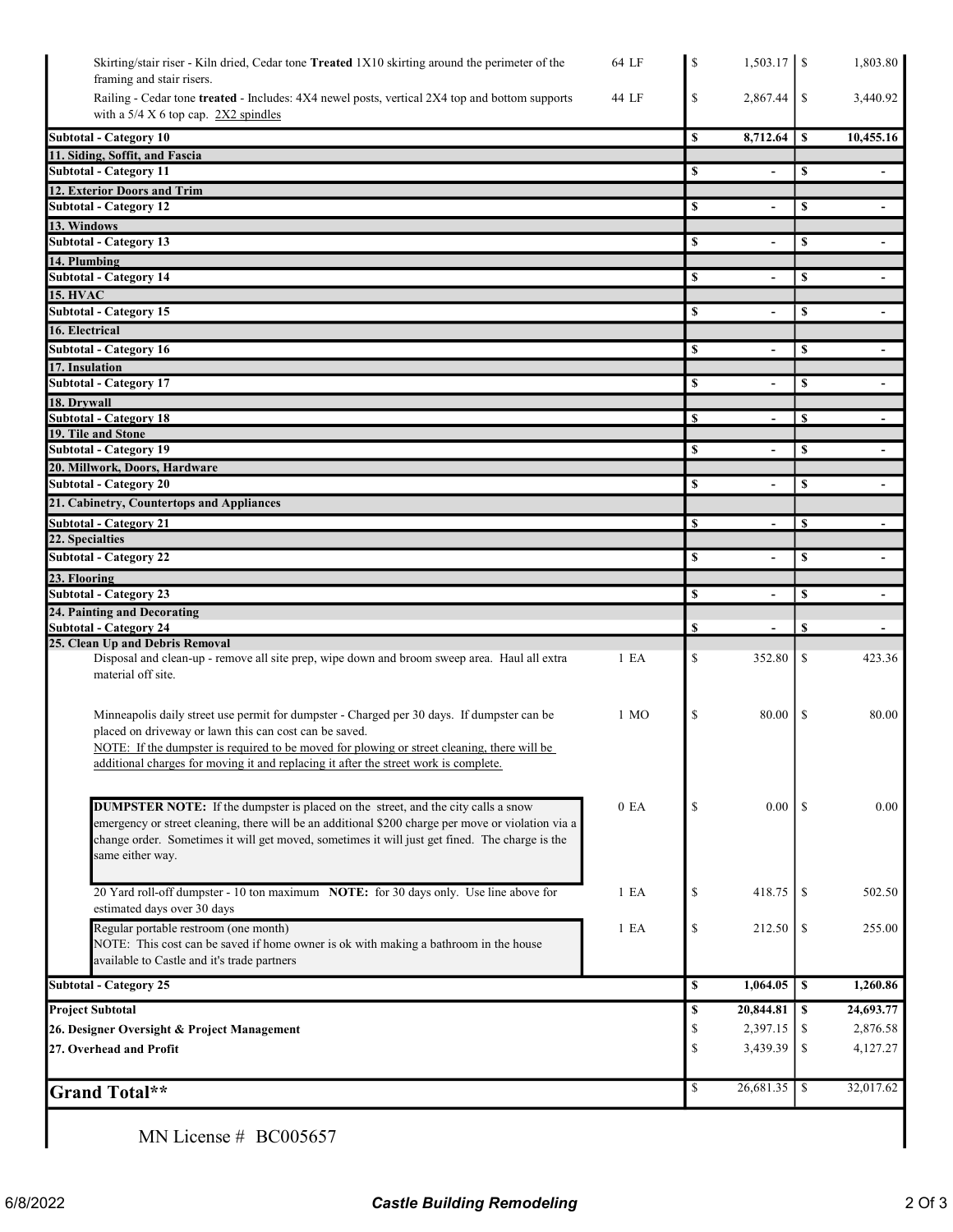| Description | Qty | Cost | Price |
|---|---|---|---|
| Skirting/stair riser - Kiln dried, Cedar tone **Treated** 1X10 skirting around the perimeter of the framing and stair risers. | 64 LF | $ 1,503.17 | $ 1,803.80 |
| Railing - Cedar tone **treated** - Includes: 4X4 newel posts, vertical 2X4 top and bottom supports with a 5/4 X 6 top cap. 2X2 spindles | 44 LF | $ 2,867.44 | $ 3,440.92 |
| **Subtotal - Category 10** | | **$ 8,712.64** | **$ 10,455.16** |
| **11. Siding, Soffit, and Fascia** | | | |
| **Subtotal - Category 11** | | **$ -** | **$ -** |
| **12. Exterior Doors and Trim** | | | |
| **Subtotal - Category 12** | | **$ -** | **$ -** |
| **13. Windows** | | | |
| **Subtotal - Category 13** | | **$ -** | **$ -** |
| **14. Plumbing** | | | |
| **Subtotal - Category 14** | | **$ -** | **$ -** |
| **15. HVAC** | | | |
| **Subtotal - Category 15** | | **$ -** | **$ -** |
| **16. Electrical** | | | |
| **Subtotal - Category 16** | | **$ -** | **$ -** |
| **17. Insulation** | | | |
| **Subtotal - Category 17** | | **$ -** | **$ -** |
| **18. Drywall** | | | |
| **Subtotal - Category 18** | | **$ -** | **$ -** |
| **19. Tile and Stone** | | | |
| **Subtotal - Category 19** | | **$ -** | **$ -** |
| **20. Millwork, Doors, Hardware** | | | |
| **Subtotal - Category 20** | | **$ -** | **$ -** |
| **21. Cabinetry, Countertops and Appliances** | | | |
| **Subtotal - Category 21** | | **$ -** | **$ -** |
| **22. Specialties** | | | |
| **Subtotal - Category 22** | | **$ -** | **$ -** |
| **23. Flooring** | | | |
| **Subtotal - Category 23** | | **$ -** | **$ -** |
| **24. Painting and Decorating** | | | |
| **Subtotal - Category 24** | | **$ -** | **$ -** |
| **25. Clean Up and Debris Removal** | | | |
| Disposal and clean-up - remove all site prep, wipe down and broom sweep area. Haul all extra material off site. | 1 EA | $ 352.80 | $ 423.36 |
| Minneapolis daily street use permit for dumpster - Charged per 30 days. If dumpster can be placed on driveway or lawn this can cost can be saved. NOTE: If the dumpster is required to be moved for plowing or street cleaning, there will be additional charges for moving it and replacing it after the street work is complete. | 1 MO | $ 80.00 | $ 80.00 |
| **DUMPSTER NOTE:** If the dumpster is placed on the street, and the city calls a snow emergency or street cleaning, there will be an additional $200 charge per move or violation via a change order. Sometimes it will get moved, sometimes it will just get fined. The charge is the same either way. | 0 EA | $ 0.00 | $ 0.00 |
| 20 Yard roll-off dumpster - 10 ton maximum **NOTE:** for 30 days only. Use line above for estimated days over 30 days | 1 EA | $ 418.75 | $ 502.50 |
| Regular portable restroom (one month) NOTE: This cost can be saved if home owner is ok with making a bathroom in the house available to Castle and it's trade partners | 1 EA | $ 212.50 | $ 255.00 |
| **Subtotal - Category 25** | | **$ 1,064.05** | **$ 1,260.86** |
| **Project Subtotal** | | **$ 20,844.81** | **$ 24,693.77** |
| **26. Designer Oversight & Project Management** | | $ 2,397.15 | $ 2,876.58 |
| **27. Overhead and Profit** | | $ 3,439.39 | $ 4,127.27 |
| **Grand Total\*\*** | | $ 26,681.35 | $ 32,017.62 |

MN License # BC005657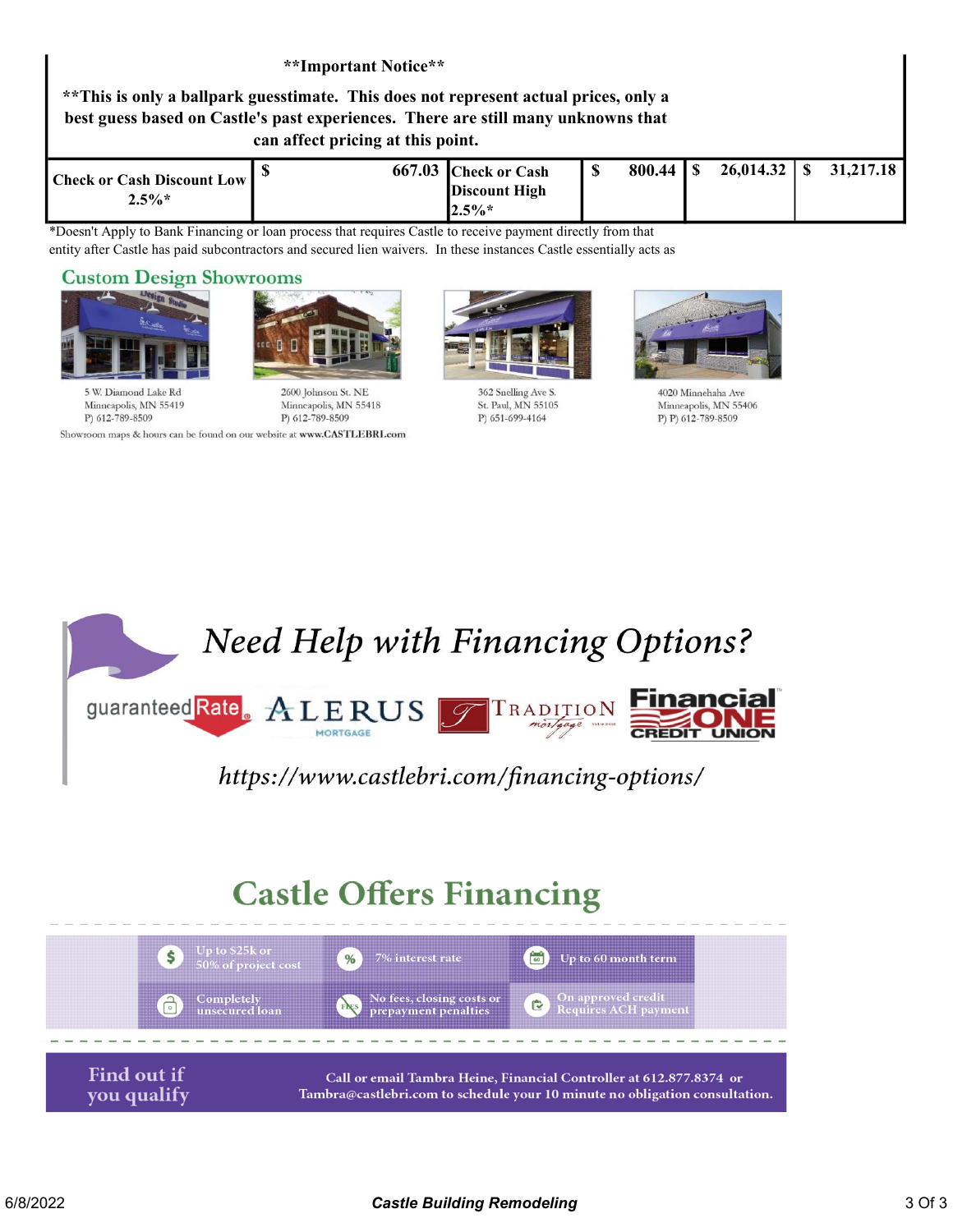**Important Notice**

**This is only a ballpark guesstimate. This does not represent actual prices, only a best guess based on Castle's past experiences. There are still many unknowns that can affect pricing at this point.**

| | | | | | |
|---|---|---|---|---|---|
| **Check or Cash Discount Low 2.5%*** | **$ 667.03** | **Check or Cash Discount High 2.5%*** | **$ 800.44** | **$ 26,014.32** | **$ 31,217.18** |

*Doesn't Apply to Bank Financing or loan process that requires Castle to receive payment directly from that entity after Castle has paid subcontractors and secured lien waivers. In these instances Castle essentially acts as

## Custom Design Showrooms

5 W. Diamond Lake Rd
Minneapolis, MN 55419
P) 612-789-8509

2600 Johnson St. NE
Minneapolis, MN 55418
P) 612-789-8509

362 Snelling Ave S.
St. Paul, MN 55105
P) 651-699-4164

4020 Minnehaha Ave
Minneapolis, MN 55406
P) P) 612-789-8509

Showroom maps & hours can be found on our website at **www.CASTLEBRI.com**

## *Need Help with Financing Options?*

guaranteed Rate | ALERUS MORTGAGE | TRADITION mortgage | Financial ONE CREDIT UNION

*https://www.castlebri.com/financing-options/*

## Castle Offers Financing

- Up to $25k or 50% of project cost
- 7% interest rate
- Up to 60 month term
- Completely unsecured loan
- No fees, closing costs or prepayment penalties
- On approved credit Requires ACH payment

**Find out if you qualify**

Call or email Tambra Heine, Financial Controller at 612.877.8374 or Tambra@castlebri.com to schedule your 10 minute no obligation consultation.

6/8/2022 *Castle Building Remodeling*